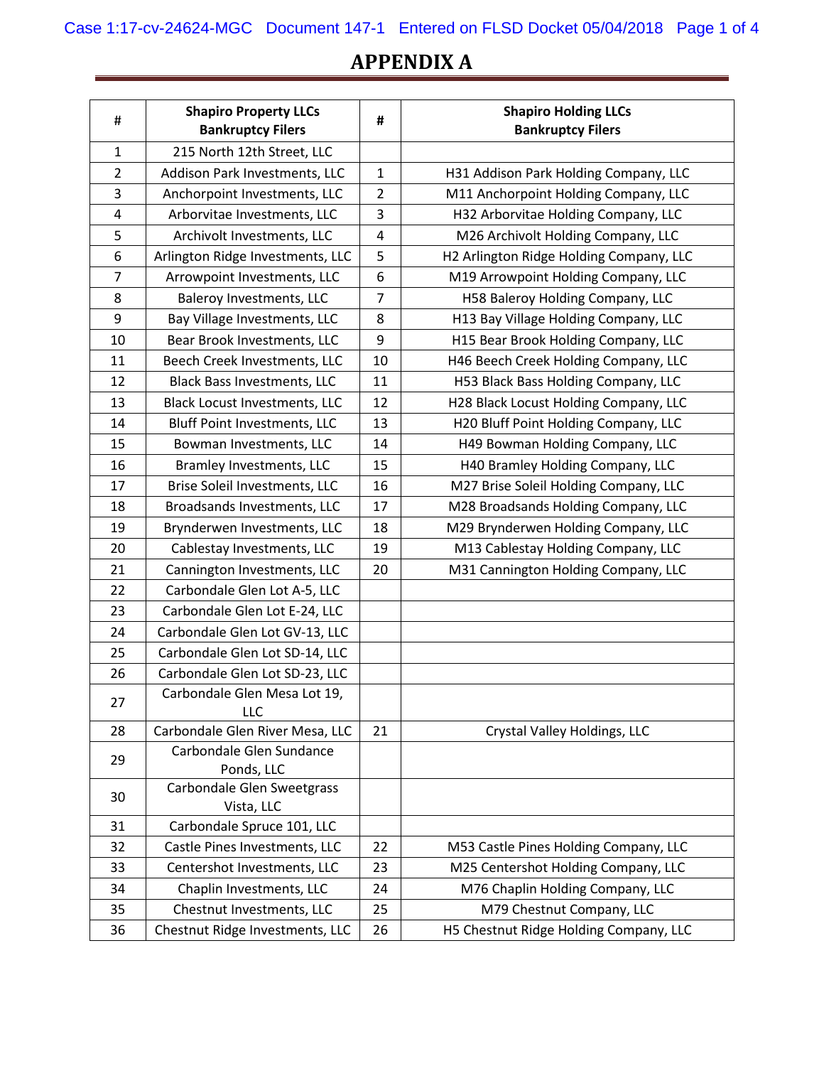# APPENDIX A

| # | Shapiro Property LLCs Bankruptcy Filers | # | Shapiro Holding LLCs Bankruptcy Filers |
|---|---|---|---|
| 1 | 215 North 12th Street, LLC | | |
| 2 | Addison Park Investments, LLC | 1 | H31 Addison Park Holding Company, LLC |
| 3 | Anchorpoint Investments, LLC | 2 | M11 Anchorpoint Holding Company, LLC |
| 4 | Arborvitae Investments, LLC | 3 | H32 Arborvitae Holding Company, LLC |
| 5 | Archivolt Investments, LLC | 4 | M26 Archivolt Holding Company, LLC |
| 6 | Arlington Ridge Investments, LLC | 5 | H2 Arlington Ridge Holding Company, LLC |
| 7 | Arrowpoint Investments, LLC | 6 | M19 Arrowpoint Holding Company, LLC |
| 8 | Baleroy Investments, LLC | 7 | H58 Baleroy Holding Company, LLC |
| 9 | Bay Village Investments, LLC | 8 | H13 Bay Village Holding Company, LLC |
| 10 | Bear Brook Investments, LLC | 9 | H15 Bear Brook Holding Company, LLC |
| 11 | Beech Creek Investments, LLC | 10 | H46 Beech Creek Holding Company, LLC |
| 12 | Black Bass Investments, LLC | 11 | H53 Black Bass Holding Company, LLC |
| 13 | Black Locust Investments, LLC | 12 | H28 Black Locust Holding Company, LLC |
| 14 | Bluff Point Investments, LLC | 13 | H20 Bluff Point Holding Company, LLC |
| 15 | Bowman Investments, LLC | 14 | H49 Bowman Holding Company, LLC |
| 16 | Bramley Investments, LLC | 15 | H40 Bramley Holding Company, LLC |
| 17 | Brise Soleil Investments, LLC | 16 | M27 Brise Soleil Holding Company, LLC |
| 18 | Broadsands Investments, LLC | 17 | M28 Broadsands Holding Company, LLC |
| 19 | Brynderwen Investments, LLC | 18 | M29 Brynderwen Holding Company, LLC |
| 20 | Cablestay Investments, LLC | 19 | M13 Cablestay Holding Company, LLC |
| 21 | Cannington Investments, LLC | 20 | M31 Cannington Holding Company, LLC |
| 22 | Carbondale Glen Lot A-5, LLC | | |
| 23 | Carbondale Glen Lot E-24, LLC | | |
| 24 | Carbondale Glen Lot GV-13, LLC | | |
| 25 | Carbondale Glen Lot SD-14, LLC | | |
| 26 | Carbondale Glen Lot SD-23, LLC | | |
| 27 | Carbondale Glen Mesa Lot 19, LLC | | |
| 28 | Carbondale Glen River Mesa, LLC | 21 | Crystal Valley Holdings, LLC |
| 29 | Carbondale Glen Sundance Ponds, LLC | | |
| 30 | Carbondale Glen Sweetgrass Vista, LLC | | |
| 31 | Carbondale Spruce 101, LLC | | |
| 32 | Castle Pines Investments, LLC | 22 | M53 Castle Pines Holding Company, LLC |
| 33 | Centershot Investments, LLC | 23 | M25 Centershot Holding Company, LLC |
| 34 | Chaplin Investments, LLC | 24 | M76 Chaplin Holding Company, LLC |
| 35 | Chestnut Investments, LLC | 25 | M79 Chestnut Company, LLC |
| 36 | Chestnut Ridge Investments, LLC | 26 | H5 Chestnut Ridge Holding Company, LLC |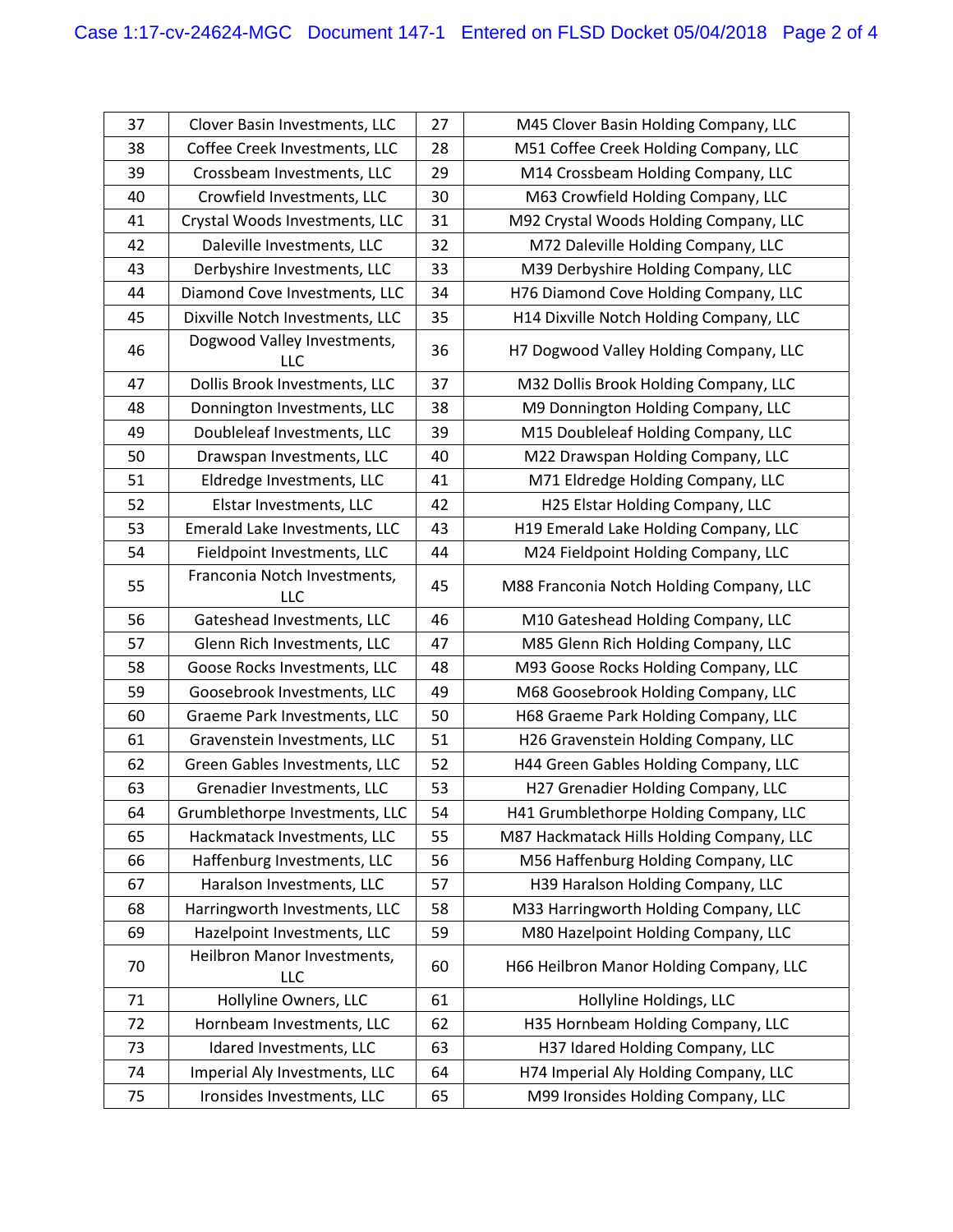| | | | |
|---|---|---|---|
| 37 | Clover Basin Investments, LLC | 27 | M45 Clover Basin Holding Company, LLC |
| 38 | Coffee Creek Investments, LLC | 28 | M51 Coffee Creek Holding Company, LLC |
| 39 | Crossbeam Investments, LLC | 29 | M14 Crossbeam Holding Company, LLC |
| 40 | Crowfield Investments, LLC | 30 | M63 Crowfield Holding Company, LLC |
| 41 | Crystal Woods Investments, LLC | 31 | M92 Crystal Woods Holding Company, LLC |
| 42 | Daleville Investments, LLC | 32 | M72 Daleville Holding Company, LLC |
| 43 | Derbyshire Investments, LLC | 33 | M39 Derbyshire Holding Company, LLC |
| 44 | Diamond Cove Investments, LLC | 34 | H76 Diamond Cove Holding Company, LLC |
| 45 | Dixville Notch Investments, LLC | 35 | H14 Dixville Notch Holding Company, LLC |
| 46 | Dogwood Valley Investments, LLC | 36 | H7 Dogwood Valley Holding Company, LLC |
| 47 | Dollis Brook Investments, LLC | 37 | M32 Dollis Brook Holding Company, LLC |
| 48 | Donnington Investments, LLC | 38 | M9 Donnington Holding Company, LLC |
| 49 | Doubleleaf Investments, LLC | 39 | M15 Doubleleaf Holding Company, LLC |
| 50 | Drawspan Investments, LLC | 40 | M22 Drawspan Holding Company, LLC |
| 51 | Eldredge Investments, LLC | 41 | M71 Eldredge Holding Company, LLC |
| 52 | Elstar Investments, LLC | 42 | H25 Elstar Holding Company, LLC |
| 53 | Emerald Lake Investments, LLC | 43 | H19 Emerald Lake Holding Company, LLC |
| 54 | Fieldpoint Investments, LLC | 44 | M24 Fieldpoint Holding Company, LLC |
| 55 | Franconia Notch Investments, LLC | 45 | M88 Franconia Notch Holding Company, LLC |
| 56 | Gateshead Investments, LLC | 46 | M10 Gateshead Holding Company, LLC |
| 57 | Glenn Rich Investments, LLC | 47 | M85 Glenn Rich Holding Company, LLC |
| 58 | Goose Rocks Investments, LLC | 48 | M93 Goose Rocks Holding Company, LLC |
| 59 | Goosebrook Investments, LLC | 49 | M68 Goosebrook Holding Company, LLC |
| 60 | Graeme Park Investments, LLC | 50 | H68 Graeme Park Holding Company, LLC |
| 61 | Gravenstein Investments, LLC | 51 | H26 Gravenstein Holding Company, LLC |
| 62 | Green Gables Investments, LLC | 52 | H44 Green Gables Holding Company, LLC |
| 63 | Grenadier Investments, LLC | 53 | H27 Grenadier Holding Company, LLC |
| 64 | Grumblethorpe Investments, LLC | 54 | H41 Grumblethorpe Holding Company, LLC |
| 65 | Hackmatack Investments, LLC | 55 | M87 Hackmatack Hills Holding Company, LLC |
| 66 | Haffenburg Investments, LLC | 56 | M56 Haffenburg Holding Company, LLC |
| 67 | Haralson Investments, LLC | 57 | H39 Haralson Holding Company, LLC |
| 68 | Harringworth Investments, LLC | 58 | M33 Harringworth Holding Company, LLC |
| 69 | Hazelpoint Investments, LLC | 59 | M80 Hazelpoint Holding Company, LLC |
| 70 | Heilbron Manor Investments, LLC | 60 | H66 Heilbron Manor Holding Company, LLC |
| 71 | Hollyline Owners, LLC | 61 | Hollyline Holdings, LLC |
| 72 | Hornbeam Investments, LLC | 62 | H35 Hornbeam Holding Company, LLC |
| 73 | Idared Investments, LLC | 63 | H37 Idared Holding Company, LLC |
| 74 | Imperial Aly Investments, LLC | 64 | H74 Imperial Aly Holding Company, LLC |
| 75 | Ironsides Investments, LLC | 65 | M99 Ironsides Holding Company, LLC |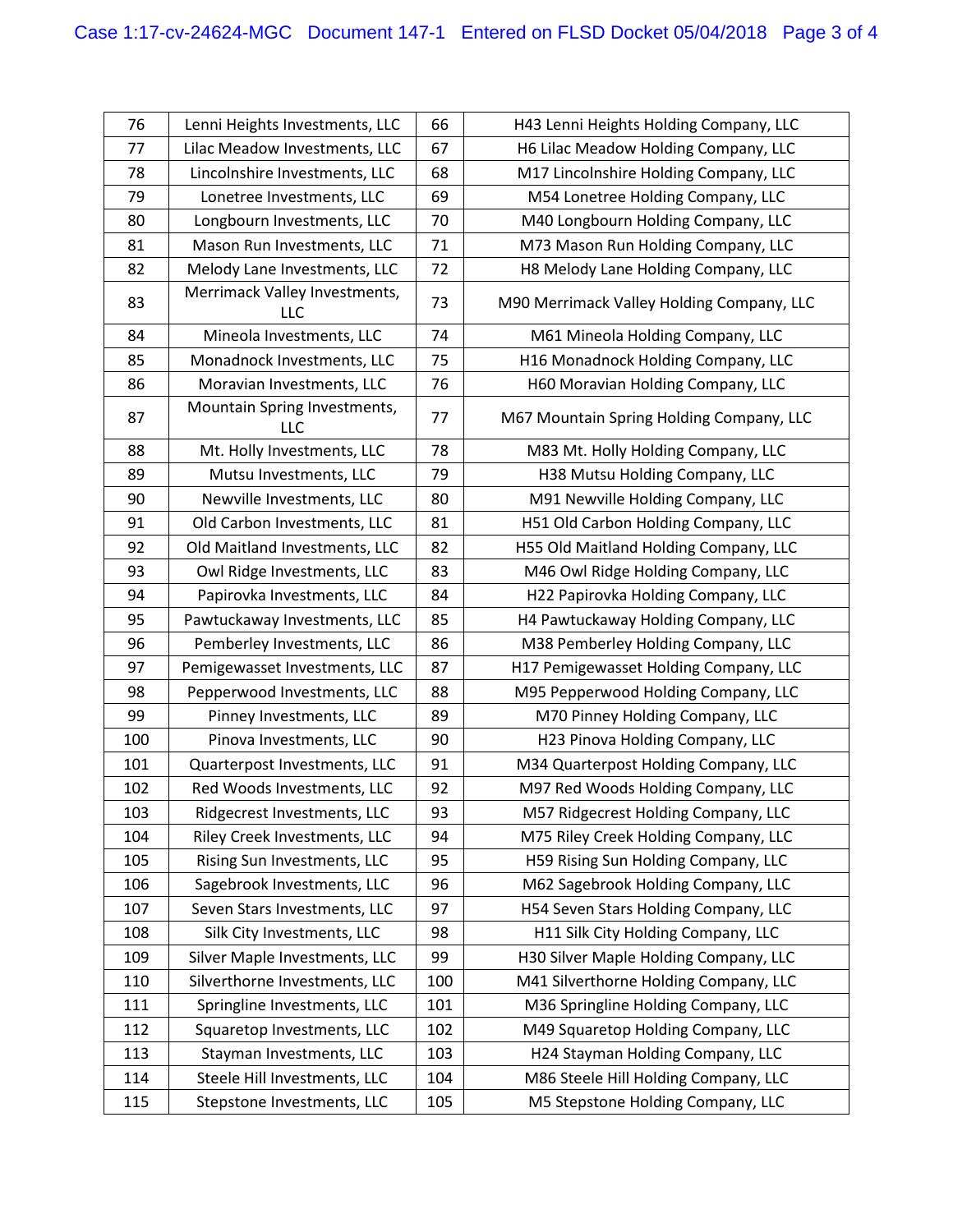| 76 | Lenni Heights Investments, LLC | 66 | H43 Lenni Heights Holding Company, LLC |
|---|---|---|---|
| 77 | Lilac Meadow Investments, LLC | 67 | H6 Lilac Meadow Holding Company, LLC |
| 78 | Lincolnshire Investments, LLC | 68 | M17 Lincolnshire Holding Company, LLC |
| 79 | Lonetree Investments, LLC | 69 | M54 Lonetree Holding Company, LLC |
| 80 | Longbourn Investments, LLC | 70 | M40 Longbourn Holding Company, LLC |
| 81 | Mason Run Investments, LLC | 71 | M73 Mason Run Holding Company, LLC |
| 82 | Melody Lane Investments, LLC | 72 | H8 Melody Lane Holding Company, LLC |
| 83 | Merrimack Valley Investments, LLC | 73 | M90 Merrimack Valley Holding Company, LLC |
| 84 | Mineola Investments, LLC | 74 | M61 Mineola Holding Company, LLC |
| 85 | Monadnock Investments, LLC | 75 | H16 Monadnock Holding Company, LLC |
| 86 | Moravian Investments, LLC | 76 | H60 Moravian Holding Company, LLC |
| 87 | Mountain Spring Investments, LLC | 77 | M67 Mountain Spring Holding Company, LLC |
| 88 | Mt. Holly Investments, LLC | 78 | M83 Mt. Holly Holding Company, LLC |
| 89 | Mutsu Investments, LLC | 79 | H38 Mutsu Holding Company, LLC |
| 90 | Newville Investments, LLC | 80 | M91 Newville Holding Company, LLC |
| 91 | Old Carbon Investments, LLC | 81 | H51 Old Carbon Holding Company, LLC |
| 92 | Old Maitland Investments, LLC | 82 | H55 Old Maitland Holding Company, LLC |
| 93 | Owl Ridge Investments, LLC | 83 | M46 Owl Ridge Holding Company, LLC |
| 94 | Papirovka Investments, LLC | 84 | H22 Papirovka Holding Company, LLC |
| 95 | Pawtuckaway Investments, LLC | 85 | H4 Pawtuckaway Holding Company, LLC |
| 96 | Pemberley Investments, LLC | 86 | M38 Pemberley Holding Company, LLC |
| 97 | Pemigewasset Investments, LLC | 87 | H17 Pemigewasset Holding Company, LLC |
| 98 | Pepperwood Investments, LLC | 88 | M95 Pepperwood Holding Company, LLC |
| 99 | Pinney Investments, LLC | 89 | M70 Pinney Holding Company, LLC |
| 100 | Pinova Investments, LLC | 90 | H23 Pinova Holding Company, LLC |
| 101 | Quarterpost Investments, LLC | 91 | M34 Quarterpost Holding Company, LLC |
| 102 | Red Woods Investments, LLC | 92 | M97 Red Woods Holding Company, LLC |
| 103 | Ridgecrest Investments, LLC | 93 | M57 Ridgecrest Holding Company, LLC |
| 104 | Riley Creek Investments, LLC | 94 | M75 Riley Creek Holding Company, LLC |
| 105 | Rising Sun Investments, LLC | 95 | H59 Rising Sun Holding Company, LLC |
| 106 | Sagebrook Investments, LLC | 96 | M62 Sagebrook Holding Company, LLC |
| 107 | Seven Stars Investments, LLC | 97 | H54 Seven Stars Holding Company, LLC |
| 108 | Silk City Investments, LLC | 98 | H11 Silk City Holding Company, LLC |
| 109 | Silver Maple Investments, LLC | 99 | H30 Silver Maple Holding Company, LLC |
| 110 | Silverthorne Investments, LLC | 100 | M41 Silverthorne Holding Company, LLC |
| 111 | Springline Investments, LLC | 101 | M36 Springline Holding Company, LLC |
| 112 | Squaretop Investments, LLC | 102 | M49 Squaretop Holding Company, LLC |
| 113 | Stayman Investments, LLC | 103 | H24 Stayman Holding Company, LLC |
| 114 | Steele Hill Investments, LLC | 104 | M86 Steele Hill Holding Company, LLC |
| 115 | Stepstone Investments, LLC | 105 | M5 Stepstone Holding Company, LLC |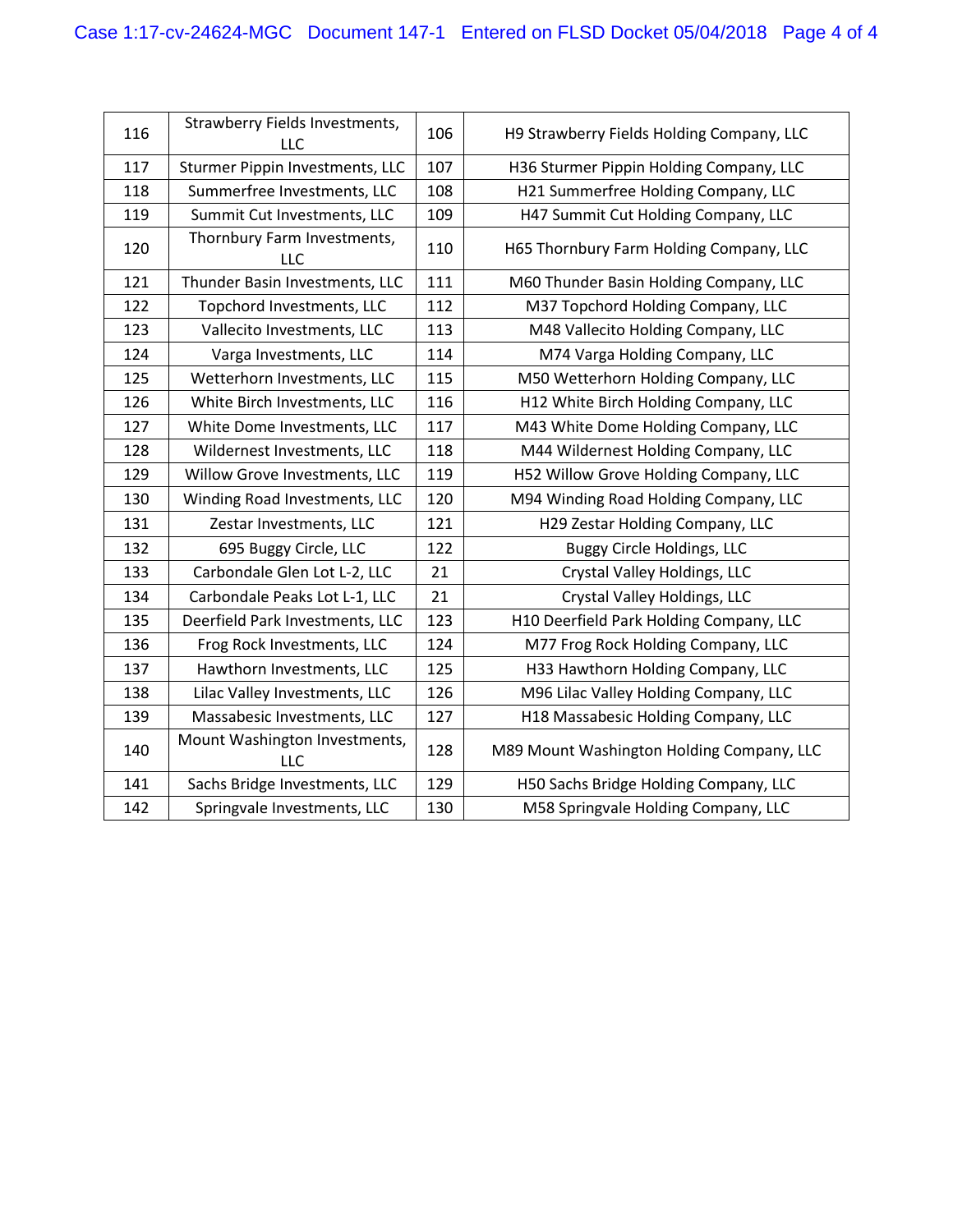| | | | |
|---|---|---|---|
| 116 | Strawberry Fields Investments, LLC | 106 | H9 Strawberry Fields Holding Company, LLC |
| 117 | Sturmer Pippin Investments, LLC | 107 | H36 Sturmer Pippin Holding Company, LLC |
| 118 | Summerfree Investments, LLC | 108 | H21 Summerfree Holding Company, LLC |
| 119 | Summit Cut Investments, LLC | 109 | H47 Summit Cut Holding Company, LLC |
| 120 | Thornbury Farm Investments, LLC | 110 | H65 Thornbury Farm Holding Company, LLC |
| 121 | Thunder Basin Investments, LLC | 111 | M60 Thunder Basin Holding Company, LLC |
| 122 | Topchord Investments, LLC | 112 | M37 Topchord Holding Company, LLC |
| 123 | Vallecito Investments, LLC | 113 | M48 Vallecito Holding Company, LLC |
| 124 | Varga Investments, LLC | 114 | M74 Varga Holding Company, LLC |
| 125 | Wetterhorn Investments, LLC | 115 | M50 Wetterhorn Holding Company, LLC |
| 126 | White Birch Investments, LLC | 116 | H12 White Birch Holding Company, LLC |
| 127 | White Dome Investments, LLC | 117 | M43 White Dome Holding Company, LLC |
| 128 | Wildernest Investments, LLC | 118 | M44 Wildernest Holding Company, LLC |
| 129 | Willow Grove Investments, LLC | 119 | H52 Willow Grove Holding Company, LLC |
| 130 | Winding Road Investments, LLC | 120 | M94 Winding Road Holding Company, LLC |
| 131 | Zestar Investments, LLC | 121 | H29 Zestar Holding Company, LLC |
| 132 | 695 Buggy Circle, LLC | 122 | Buggy Circle Holdings, LLC |
| 133 | Carbondale Glen Lot L-2, LLC | 21 | Crystal Valley Holdings, LLC |
| 134 | Carbondale Peaks Lot L-1, LLC | 21 | Crystal Valley Holdings, LLC |
| 135 | Deerfield Park Investments, LLC | 123 | H10 Deerfield Park Holding Company, LLC |
| 136 | Frog Rock Investments, LLC | 124 | M77 Frog Rock Holding Company, LLC |
| 137 | Hawthorn Investments, LLC | 125 | H33 Hawthorn Holding Company, LLC |
| 138 | Lilac Valley Investments, LLC | 126 | M96 Lilac Valley Holding Company, LLC |
| 139 | Massabesic Investments, LLC | 127 | H18 Massabesic Holding Company, LLC |
| 140 | Mount Washington Investments, LLC | 128 | M89 Mount Washington Holding Company, LLC |
| 141 | Sachs Bridge Investments, LLC | 129 | H50 Sachs Bridge Holding Company, LLC |
| 142 | Springvale Investments, LLC | 130 | M58 Springvale Holding Company, LLC |